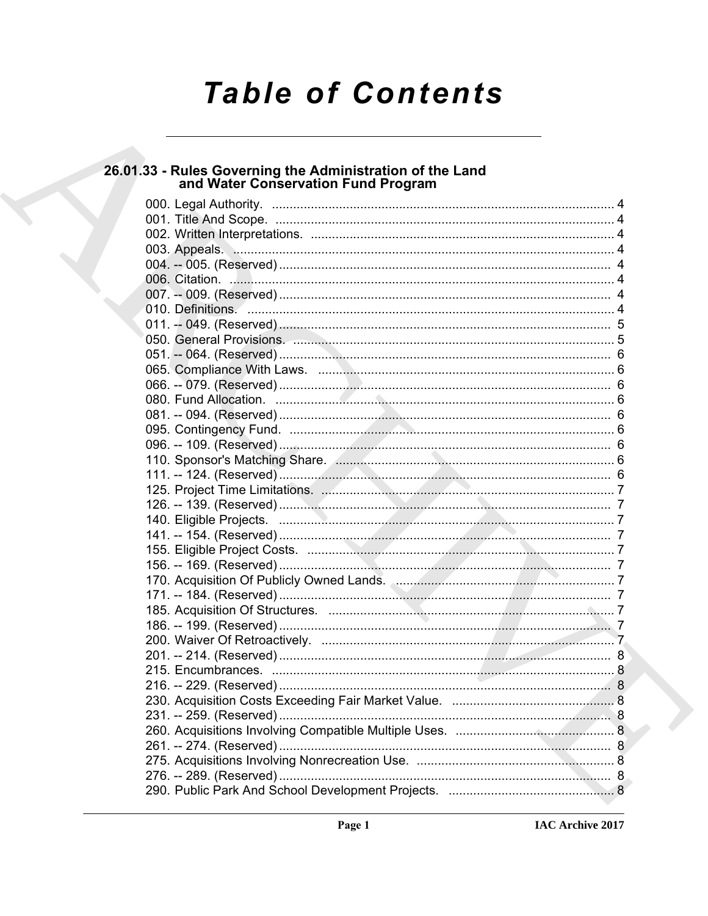# Table of Contents

## 26.01.33 - Rules Governing the Administration of the Land and Water Conservation Fund Program

000. Legal Authority. ........ 4
001. Title And Scope. ........ 4
002. Written Interpretations. ........ 4
003. Appeals. ........ 4
004. -- 005. (Reserved) ........ 4
006. Citation. ........ 4
007. -- 009. (Reserved) ........ 4
010. Definitions. ........ 4
011. -- 049. (Reserved) ........ 5
050. General Provisions. ........ 5
051. -- 064. (Reserved) ........ 6
065. Compliance With Laws. ........ 6
066. -- 079. (Reserved) ........ 6
080. Fund Allocation. ........ 6
081. -- 094. (Reserved) ........ 6
095. Contingency Fund. ........ 6
096. -- 109. (Reserved) ........ 6
110. Sponsor's Matching Share. ........ 6
111. -- 124. (Reserved) ........ 6
125. Project Time Limitations. ........ 7
126. -- 139. (Reserved) ........ 7
140. Eligible Projects. ........ 7
141. -- 154. (Reserved) ........ 7
155. Eligible Project Costs. ........ 7
156. -- 169. (Reserved) ........ 7
170. Acquisition Of Publicly Owned Lands. ........ 7
171. -- 184. (Reserved) ........ 7
185. Acquisition Of Structures. ........ 7
186. -- 199. (Reserved) ........ 7
200. Waiver Of Retroactively. ........ 7
201. -- 214. (Reserved) ........ 8
215. Encumbrances. ........ 8
216. -- 229. (Reserved) ........ 8
230. Acquisition Costs Exceeding Fair Market Value. ........ 8
231. -- 259. (Reserved) ........ 8
260. Acquisitions Involving Compatible Multiple Uses. ........ 8
261. -- 274. (Reserved) ........ 8
275. Acquisitions Involving Nonrecreation Use. ........ 8
276. -- 289. (Reserved) ........ 8
290. Public Park And School Development Projects. ........ 8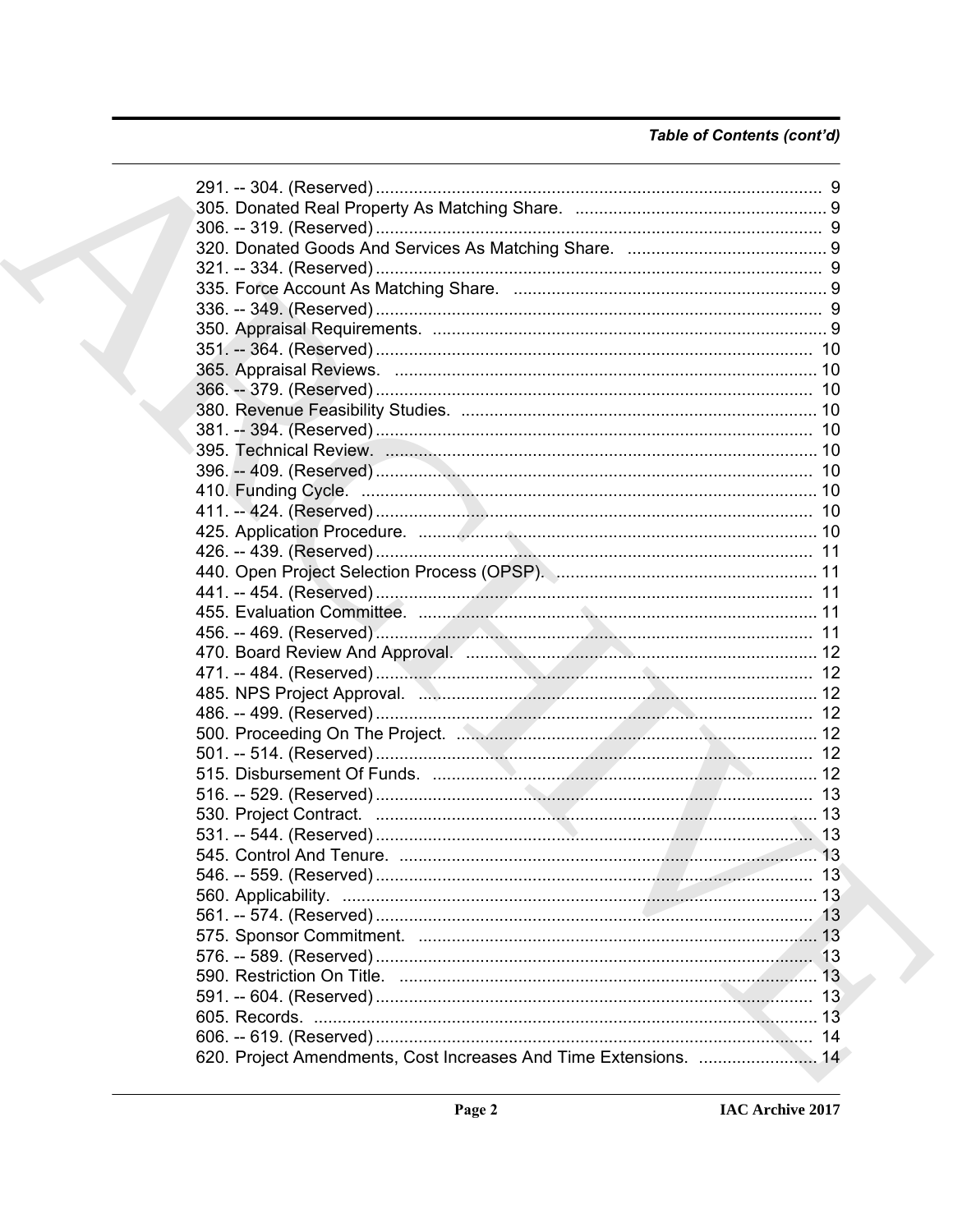## Table of Contents (cont'd)

291. -- 304. (Reserved) .......................................................... 9
305. Donated Real Property As Matching Share. ............................... 9
306. -- 319. (Reserved) .......................................................... 9
320. Donated Goods And Services As Matching Share. ........................ 9
321. -- 334. (Reserved) .......................................................... 9
335. Force Account As Matching Share. ........................................ 9
336. -- 349. (Reserved) .......................................................... 9
350. Appraisal Requirements. ..................................................... 9
351. -- 364. (Reserved) .......................................................... 10
365. Appraisal Reviews. ........................................................... 10
366. -- 379. (Reserved) .......................................................... 10
380. Revenue Feasibility Studies. ............................................... 10
381. -- 394. (Reserved) .......................................................... 10
395. Technical Review. ............................................................. 10
396. -- 409. (Reserved) .......................................................... 10
410. Funding Cycle. ................................................................ 10
411. -- 424. (Reserved) .......................................................... 10
425. Application Procedure. ...................................................... 10
426. -- 439. (Reserved) .......................................................... 11
440. Open Project Selection Process (OPSP). .................................. 11
441. -- 454. (Reserved) .......................................................... 11
455. Evaluation Committee. ....................................................... 11
456. -- 469. (Reserved) .......................................................... 11
470. Board Review And Approval. ................................................ 12
471. -- 484. (Reserved) .......................................................... 12
485. NPS Project Approval. ........................................................ 12
486. -- 499. (Reserved) .......................................................... 12
500. Proceeding On The Project. ................................................. 12
501. -- 514. (Reserved) .......................................................... 12
515. Disbursement Of Funds. ...................................................... 12
516. -- 529. (Reserved) .......................................................... 13
530. Project Contract. ............................................................. 13
531. -- 544. (Reserved) .......................................................... 13
545. Control And Tenure. .......................................................... 13
546. -- 559. (Reserved) .......................................................... 13
560. Applicability. .................................................................. 13
561. -- 574. (Reserved) .......................................................... 13
575. Sponsor Commitment. ......................................................... 13
576. -- 589. (Reserved) .......................................................... 13
590. Restriction On Title. .......................................................... 13
591. -- 604. (Reserved) .......................................................... 13
605. Records. ........................................................................ 13
606. -- 619. (Reserved) .......................................................... 14
620. Project Amendments, Cost Increases And Time Extensions. ........... 14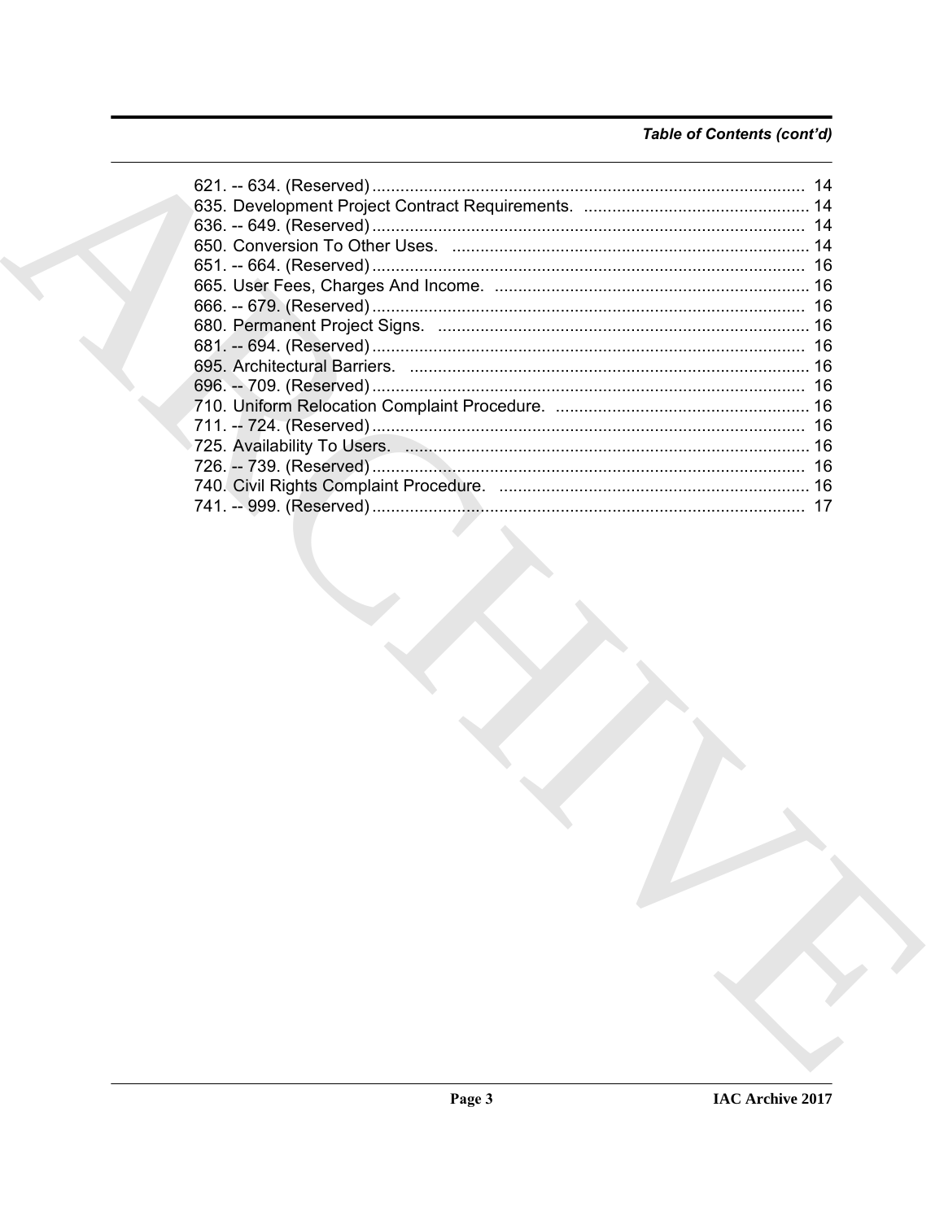*Table of Contents (cont'd)*

621. -- 634. (Reserved) ............................................................................................ 14
635. Development Project Contract Requirements. ................................................ 14
636. -- 649. (Reserved) ............................................................................................ 14
650. Conversion To Other Uses. ............................................................................ 14
651. -- 664. (Reserved) ............................................................................................ 16
665. User Fees, Charges And Income. .................................................................. 16
666. -- 679. (Reserved) ............................................................................................ 16
680. Permanent Project Signs. ............................................................................... 16
681. -- 694. (Reserved) ............................................................................................ 16
695. Architectural Barriers. ..................................................................................... 16
696. -- 709. (Reserved) ............................................................................................ 16
710. Uniform Relocation Complaint Procedure. ...................................................... 16
711. -- 724. (Reserved) ............................................................................................ 16
725. Availability To Users. ...................................................................................... 16
726. -- 739. (Reserved) ............................................................................................ 16
740. Civil Rights Complaint Procedure. .................................................................. 16
741. -- 999. (Reserved) ............................................................................................ 17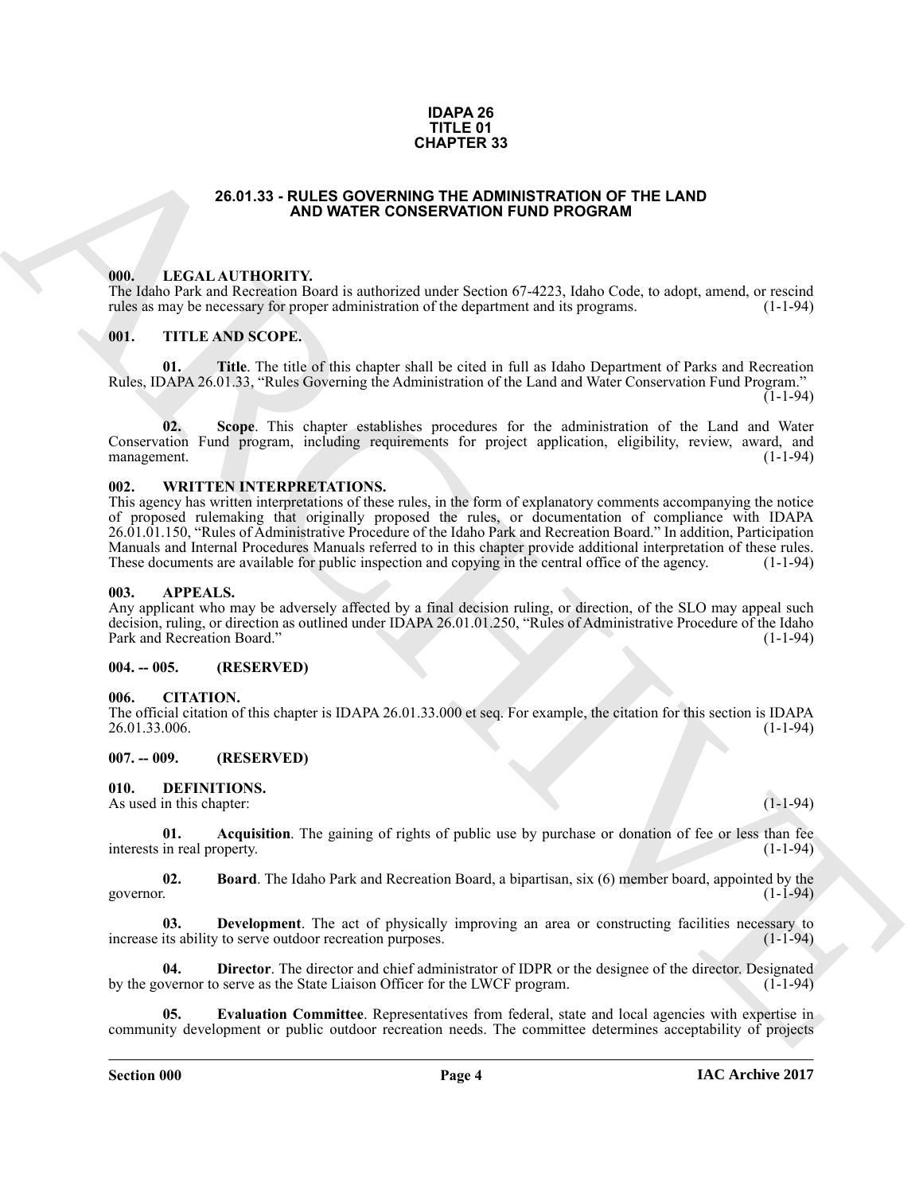**IDAPA 26**
**TITLE 01**
**CHAPTER 33**

## 26.01.33 - RULES GOVERNING THE ADMINISTRATION OF THE LAND AND WATER CONSERVATION FUND PROGRAM

### 000. LEGAL AUTHORITY.

The Idaho Park and Recreation Board is authorized under Section 67-4223, Idaho Code, to adopt, amend, or rescind rules as may be necessary for proper administration of the department and its programs. (1-1-94)

### 001. TITLE AND SCOPE.

**01. Title**. The title of this chapter shall be cited in full as Idaho Department of Parks and Recreation Rules, IDAPA 26.01.33, "Rules Governing the Administration of the Land and Water Conservation Fund Program." (1-1-94)

**02. Scope**. This chapter establishes procedures for the administration of the Land and Water Conservation Fund program, including requirements for project application, eligibility, review, award, and management. (1-1-94)

### 002. WRITTEN INTERPRETATIONS.

This agency has written interpretations of these rules, in the form of explanatory comments accompanying the notice of proposed rulemaking that originally proposed the rules, or documentation of compliance with IDAPA 26.01.01.150, "Rules of Administrative Procedure of the Idaho Park and Recreation Board." In addition, Participation Manuals and Internal Procedures Manuals referred to in this chapter provide additional interpretation of these rules. These documents are available for public inspection and copying in the central office of the agency. (1-1-94)

### 003. APPEALS.

Any applicant who may be adversely affected by a final decision ruling, or direction, of the SLO may appeal such decision, ruling, or direction as outlined under IDAPA 26.01.01.250, "Rules of Administrative Procedure of the Idaho Park and Recreation Board." (1-1-94)

### 004. -- 005. (RESERVED)

### 006. CITATION.

The official citation of this chapter is IDAPA 26.01.33.000 et seq. For example, the citation for this section is IDAPA 26.01.33.006. (1-1-94)

### 007. -- 009. (RESERVED)

### 010. DEFINITIONS.

As used in this chapter: (1-1-94)

**01. Acquisition**. The gaining of rights of public use by purchase or donation of fee or less than fee interests in real property. (1-1-94)

**02. Board**. The Idaho Park and Recreation Board, a bipartisan, six (6) member board, appointed by the governor. (1-1-94)

**03. Development**. The act of physically improving an area or constructing facilities necessary to increase its ability to serve outdoor recreation purposes. (1-1-94)

**04. Director**. The director and chief administrator of IDPR or the designee of the director. Designated by the governor to serve as the State Liaison Officer for the LWCF program. (1-1-94)

**05. Evaluation Committee**. Representatives from federal, state and local agencies with expertise in community development or public outdoor recreation needs. The committee determines acceptability of projects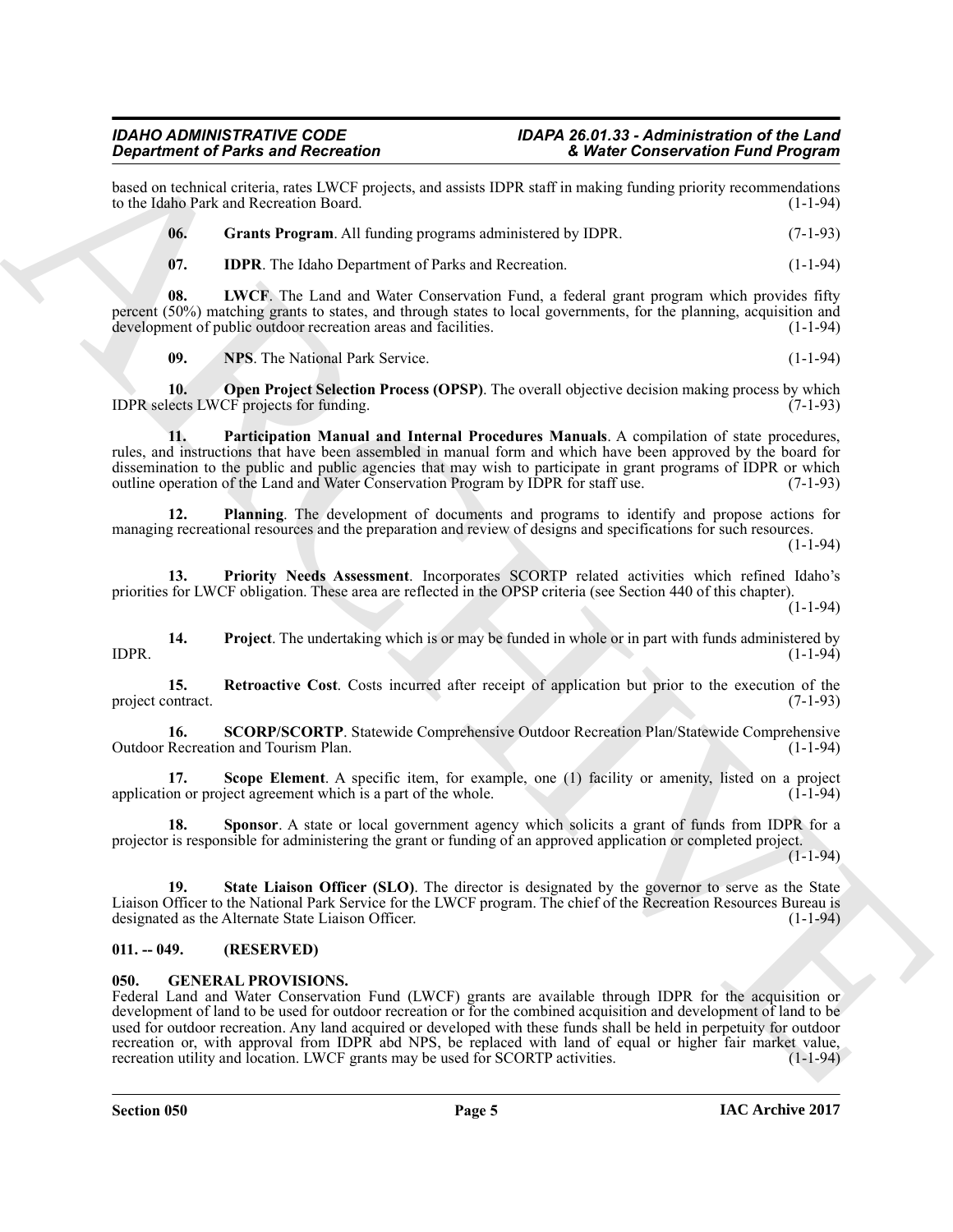based on technical criteria, rates LWCF projects, and assists IDPR staff in making funding priority recommendations to the Idaho Park and Recreation Board. (1-1-94)

**06. Grants Program**. All funding programs administered by IDPR. (7-1-93)

**07. IDPR**. The Idaho Department of Parks and Recreation. (1-1-94)

**08. LWCF**. The Land and Water Conservation Fund, a federal grant program which provides fifty percent (50%) matching grants to states, and through states to local governments, for the planning, acquisition and development of public outdoor recreation areas and facilities. (1-1-94)

**09. NPS**. The National Park Service. (1-1-94)

**10. Open Project Selection Process (OPSP)**. The overall objective decision making process by which IDPR selects LWCF projects for funding. (7-1-93)

**11. Participation Manual and Internal Procedures Manuals**. A compilation of state procedures, rules, and instructions that have been assembled in manual form and which have been approved by the board for dissemination to the public and public agencies that may wish to participate in grant programs of IDPR or which outline operation of the Land and Water Conservation Program by IDPR for staff use. (7-1-93)

**12. Planning**. The development of documents and programs to identify and propose actions for managing recreational resources and the preparation and review of designs and specifications for such resources. (1-1-94)

**13. Priority Needs Assessment**. Incorporates SCORTP related activities which refined Idaho's priorities for LWCF obligation. These area are reflected in the OPSP criteria (see Section 440 of this chapter). (1-1-94)

**14. Project**. The undertaking which is or may be funded in whole or in part with funds administered by IDPR. (1-1-94)

**15. Retroactive Cost**. Costs incurred after receipt of application but prior to the execution of the project contract. (7-1-93)

**16. SCORP/SCORTP**. Statewide Comprehensive Outdoor Recreation Plan/Statewide Comprehensive Outdoor Recreation and Tourism Plan. (1-1-94)

**17. Scope Element**. A specific item, for example, one (1) facility or amenity, listed on a project application or project agreement which is a part of the whole. (1-1-94)

**18. Sponsor**. A state or local government agency which solicits a grant of funds from IDPR for a projector is responsible for administering the grant or funding of an approved application or completed project. (1-1-94)

**19. State Liaison Officer (SLO)**. The director is designated by the governor to serve as the State Liaison Officer to the National Park Service for the LWCF program. The chief of the Recreation Resources Bureau is designated as the Alternate State Liaison Officer. (1-1-94)

## 011. -- 049. (RESERVED)

## 050. GENERAL PROVISIONS.

Federal Land and Water Conservation Fund (LWCF) grants are available through IDPR for the acquisition or development of land to be used for outdoor recreation or for the combined acquisition and development of land to be used for outdoor recreation. Any land acquired or developed with these funds shall be held in perpetuity for outdoor recreation or, with approval from IDPR abd NPS, be replaced with land of equal or higher fair market value, recreation utility and location. LWCF grants may be used for SCORTP activities. (1-1-94)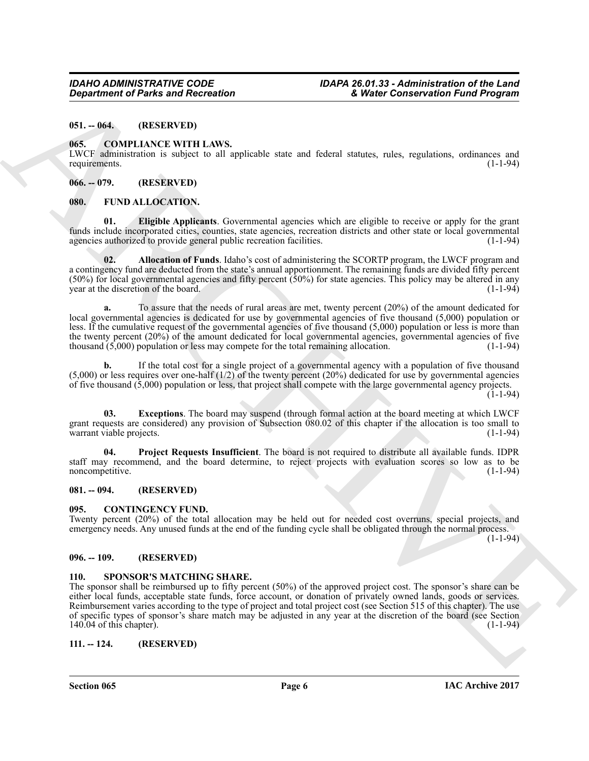**051. -- 064. (RESERVED)**

**065. COMPLIANCE WITH LAWS.**

LWCF administration is subject to all applicable state and federal statutes, rules, regulations, ordinances and requirements. (1-1-94)

**066. -- 079. (RESERVED)**

**080. FUND ALLOCATION.**

**01. Eligible Applicants**. Governmental agencies which are eligible to receive or apply for the grant funds include incorporated cities, counties, state agencies, recreation districts and other state or local governmental agencies authorized to provide general public recreation facilities. (1-1-94)

**02. Allocation of Funds**. Idaho's cost of administering the SCORTP program, the LWCF program and a contingency fund are deducted from the state's annual apportionment. The remaining funds are divided fifty percent (50%) for local governmental agencies and fifty percent (50%) for state agencies. This policy may be altered in any year at the discretion of the board. (1-1-94)

**a.** To assure that the needs of rural areas are met, twenty percent (20%) of the amount dedicated for local governmental agencies is dedicated for use by governmental agencies of five thousand (5,000) population or less. If the cumulative request of the governmental agencies of five thousand (5,000) population or less is more than the twenty percent (20%) of the amount dedicated for local governmental agencies, governmental agencies of five thousand (5,000) population or less may compete for the total remaining allocation. (1-1-94)

**b.** If the total cost for a single project of a governmental agency with a population of five thousand (5,000) or less requires over one-half (1/2) of the twenty percent (20%) dedicated for use by governmental agencies of five thousand (5,000) population or less, that project shall compete with the large governmental agency projects. (1-1-94)

**03. Exceptions**. The board may suspend (through formal action at the board meeting at which LWCF grant requests are considered) any provision of Subsection 080.02 of this chapter if the allocation is too small to warrant viable projects. (1-1-94)

**04. Project Requests Insufficient**. The board is not required to distribute all available funds. IDPR staff may recommend, and the board determine, to reject projects with evaluation scores so low as to be noncompetitive. (1-1-94)

**081. -- 094. (RESERVED)**

**095. CONTINGENCY FUND.**

Twenty percent (20%) of the total allocation may be held out for needed cost overruns, special projects, and emergency needs. Any unused funds at the end of the funding cycle shall be obligated through the normal process. (1-1-94)

**096. -- 109. (RESERVED)**

**110. SPONSOR'S MATCHING SHARE.**

The sponsor shall be reimbursed up to fifty percent (50%) of the approved project cost. The sponsor's share can be either local funds, acceptable state funds, force account, or donation of privately owned lands, goods or services. Reimbursement varies according to the type of project and total project cost (see Section 515 of this chapter). The use of specific types of sponsor's share match may be adjusted in any year at the discretion of the board (see Section 140.04 of this chapter). (1-1-94)

**111. -- 124. (RESERVED)**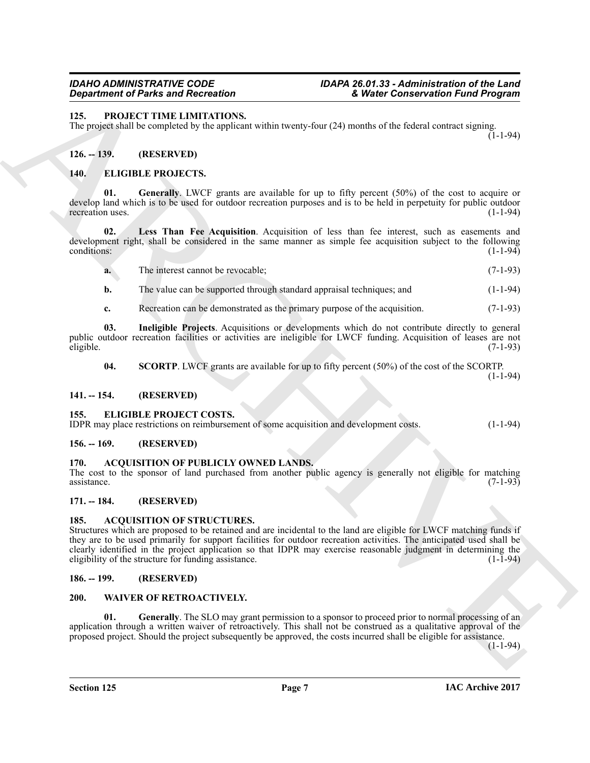### 125. PROJECT TIME LIMITATIONS.

The project shall be completed by the applicant within twenty-four (24) months of the federal contract signing. (1-1-94)

### 126. -- 139. (RESERVED)

### 140. ELIGIBLE PROJECTS.

**01. Generally**. LWCF grants are available for up to fifty percent (50%) of the cost to acquire or develop land which is to be used for outdoor recreation purposes and is to be held in perpetuity for public outdoor recreation uses. (1-1-94)

**02. Less Than Fee Acquisition**. Acquisition of less than fee interest, such as easements and development right, shall be considered in the same manner as simple fee acquisition subject to the following conditions: (1-1-94)

**a.** The interest cannot be revocable; (7-1-93)

**b.** The value can be supported through standard appraisal techniques; and (1-1-94)

**c.** Recreation can be demonstrated as the primary purpose of the acquisition. (7-1-93)

**03. Ineligible Projects**. Acquisitions or developments which do not contribute directly to general public outdoor recreation facilities or activities are ineligible for LWCF funding. Acquisition of leases are not eligible. (7-1-93)

**04. SCORTP**. LWCF grants are available for up to fifty percent (50%) of the cost of the SCORTP. (1-1-94)

### 141. -- 154. (RESERVED)

### 155. ELIGIBLE PROJECT COSTS.

IDPR may place restrictions on reimbursement of some acquisition and development costs. (1-1-94)

### 156. -- 169. (RESERVED)

### 170. ACQUISITION OF PUBLICLY OWNED LANDS.

The cost to the sponsor of land purchased from another public agency is generally not eligible for matching assistance. (7-1-93)

### 171. -- 184. (RESERVED)

### 185. ACQUISITION OF STRUCTURES.

Structures which are proposed to be retained and are incidental to the land are eligible for LWCF matching funds if they are to be used primarily for support facilities for outdoor recreation activities. The anticipated used shall be clearly identified in the project application so that IDPR may exercise reasonable judgment in determining the eligibility of the structure for funding assistance. (1-1-94)

### 186. -- 199. (RESERVED)

### 200. WAIVER OF RETROACTIVELY.

**01. Generally**. The SLO may grant permission to a sponsor to proceed prior to normal processing of an application through a written waiver of retroactively. This shall not be construed as a qualitative approval of the proposed project. Should the project subsequently be approved, the costs incurred shall be eligible for assistance. (1-1-94)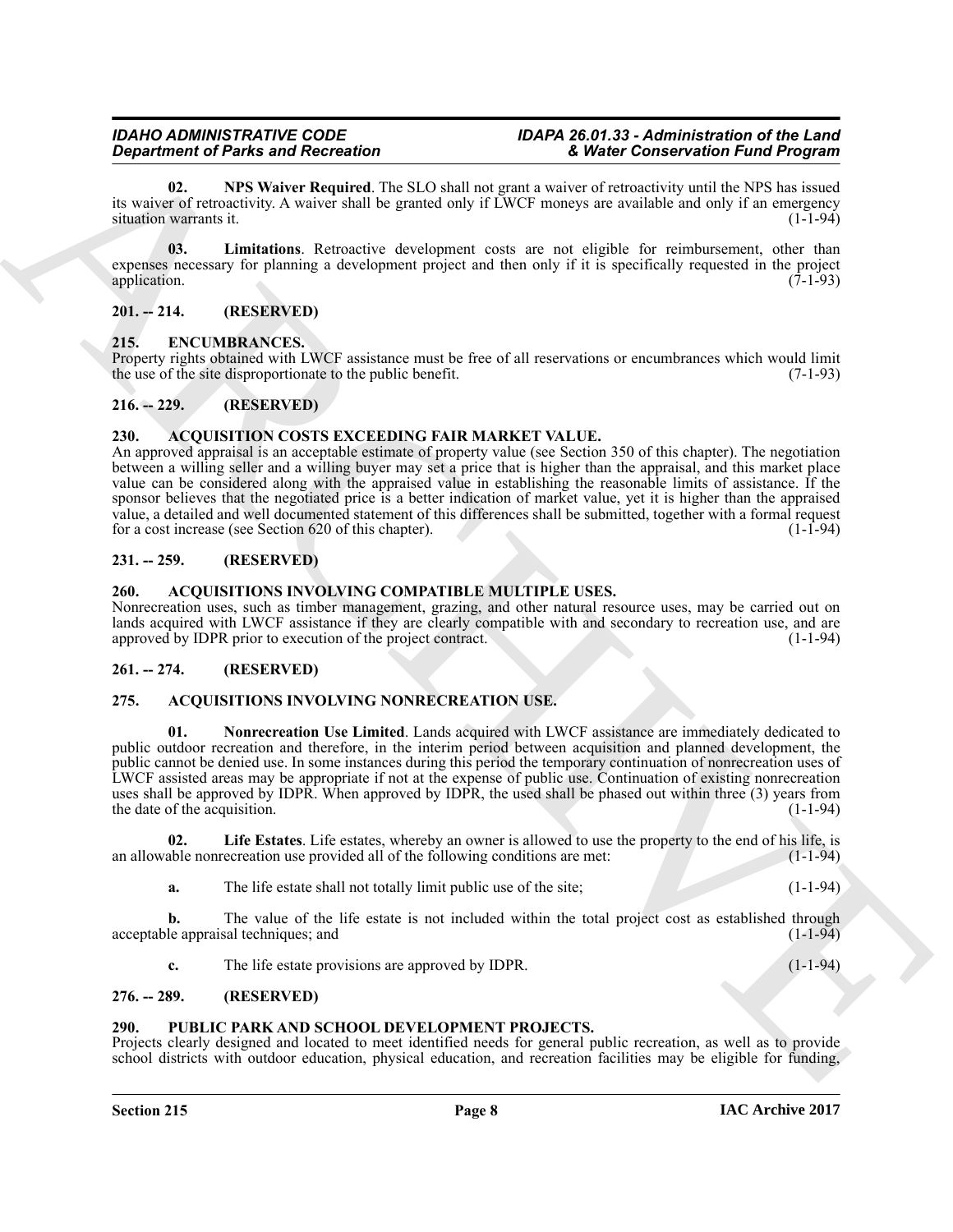**02. NPS Waiver Required**. The SLO shall not grant a waiver of retroactivity until the NPS has issued its waiver of retroactivity. A waiver shall be granted only if LWCF moneys are available and only if an emergency situation warrants it. (1-1-94)

**03. Limitations**. Retroactive development costs are not eligible for reimbursement, other than expenses necessary for planning a development project and then only if it is specifically requested in the project application. (7-1-93)

## 201. -- 214. (RESERVED)

## 215. ENCUMBRANCES.

Property rights obtained with LWCF assistance must be free of all reservations or encumbrances which would limit the use of the site disproportionate to the public benefit. (7-1-93)

## 216. -- 229. (RESERVED)

## 230. ACQUISITION COSTS EXCEEDING FAIR MARKET VALUE.

An approved appraisal is an acceptable estimate of property value (see Section 350 of this chapter). The negotiation between a willing seller and a willing buyer may set a price that is higher than the appraisal, and this market place value can be considered along with the appraised value in establishing the reasonable limits of assistance. If the sponsor believes that the negotiated price is a better indication of market value, yet it is higher than the appraised value, a detailed and well documented statement of this differences shall be submitted, together with a formal request for a cost increase (see Section 620 of this chapter). (1-1-94)

## 231. -- 259. (RESERVED)

## 260. ACQUISITIONS INVOLVING COMPATIBLE MULTIPLE USES.

Nonrecreation uses, such as timber management, grazing, and other natural resource uses, may be carried out on lands acquired with LWCF assistance if they are clearly compatible with and secondary to recreation use, and are approved by IDPR prior to execution of the project contract. (1-1-94)

## 261. -- 274. (RESERVED)

## 275. ACQUISITIONS INVOLVING NONRECREATION USE.

**01. Nonrecreation Use Limited**. Lands acquired with LWCF assistance are immediately dedicated to public outdoor recreation and therefore, in the interim period between acquisition and planned development, the public cannot be denied use. In some instances during this period the temporary continuation of nonrecreation uses of LWCF assisted areas may be appropriate if not at the expense of public use. Continuation of existing nonrecreation uses shall be approved by IDPR. When approved by IDPR, the used shall be phased out within three (3) years from the date of the acquisition. (1-1-94)

**02. Life Estates**. Life estates, whereby an owner is allowed to use the property to the end of his life, is an allowable nonrecreation use provided all of the following conditions are met: (1-1-94)

**a.** The life estate shall not totally limit public use of the site; (1-1-94)

**b.** The value of the life estate is not included within the total project cost as established through acceptable appraisal techniques; and (1-1-94)

**c.** The life estate provisions are approved by IDPR. (1-1-94)

## 276. -- 289. (RESERVED)

## 290. PUBLIC PARK AND SCHOOL DEVELOPMENT PROJECTS.

Projects clearly designed and located to meet identified needs for general public recreation, as well as to provide school districts with outdoor education, physical education, and recreation facilities may be eligible for funding,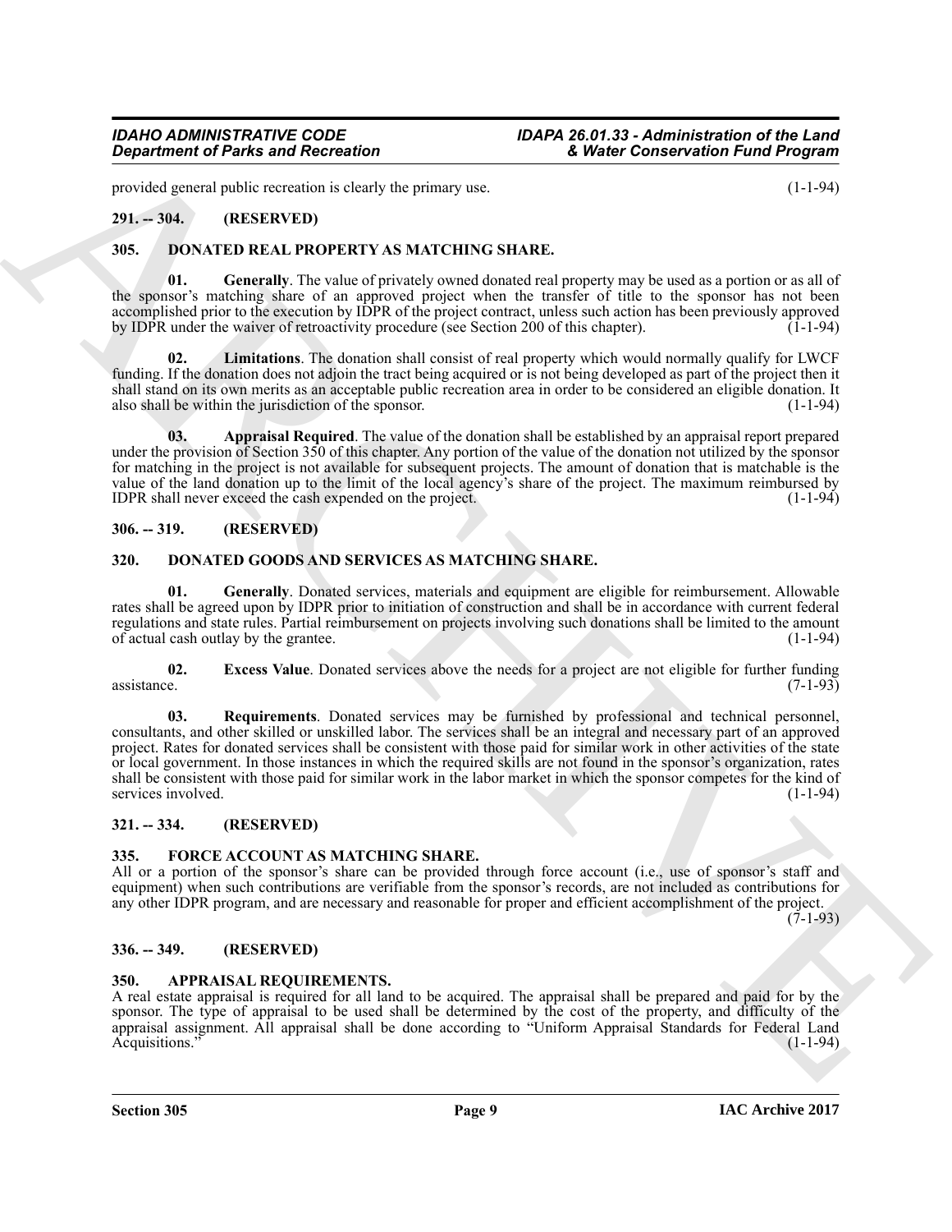provided general public recreation is clearly the primary use. (1-1-94)

## 291. -- 304. (RESERVED)

## 305. DONATED REAL PROPERTY AS MATCHING SHARE.

**01. Generally**. The value of privately owned donated real property may be used as a portion or as all of the sponsor's matching share of an approved project when the transfer of title to the sponsor has not been accomplished prior to the execution by IDPR of the project contract, unless such action has been previously approved by IDPR under the waiver of retroactivity procedure (see Section 200 of this chapter). (1-1-94)

**02. Limitations**. The donation shall consist of real property which would normally qualify for LWCF funding. If the donation does not adjoin the tract being acquired or is not being developed as part of the project then it shall stand on its own merits as an acceptable public recreation area in order to be considered an eligible donation. It also shall be within the jurisdiction of the sponsor. (1-1-94)

**03. Appraisal Required**. The value of the donation shall be established by an appraisal report prepared under the provision of Section 350 of this chapter. Any portion of the value of the donation not utilized by the sponsor for matching in the project is not available for subsequent projects. The amount of donation that is matchable is the value of the land donation up to the limit of the local agency's share of the project. The maximum reimbursed by IDPR shall never exceed the cash expended on the project. (1-1-94)

## 306. -- 319. (RESERVED)

## 320. DONATED GOODS AND SERVICES AS MATCHING SHARE.

**01. Generally**. Donated services, materials and equipment are eligible for reimbursement. Allowable rates shall be agreed upon by IDPR prior to initiation of construction and shall be in accordance with current federal regulations and state rules. Partial reimbursement on projects involving such donations shall be limited to the amount of actual cash outlay by the grantee. (1-1-94)

**02. Excess Value**. Donated services above the needs for a project are not eligible for further funding assistance. (7-1-93)

**03. Requirements**. Donated services may be furnished by professional and technical personnel, consultants, and other skilled or unskilled labor. The services shall be an integral and necessary part of an approved project. Rates for donated services shall be consistent with those paid for similar work in other activities of the state or local government. In those instances in which the required skills are not found in the sponsor's organization, rates shall be consistent with those paid for similar work in the labor market in which the sponsor competes for the kind of services involved. (1-1-94)

## 321. -- 334. (RESERVED)

## 335. FORCE ACCOUNT AS MATCHING SHARE.

All or a portion of the sponsor's share can be provided through force account (i.e., use of sponsor's staff and equipment) when such contributions are verifiable from the sponsor's records, are not included as contributions for any other IDPR program, and are necessary and reasonable for proper and efficient accomplishment of the project. (7-1-93)

## 336. -- 349. (RESERVED)

## 350. APPRAISAL REQUIREMENTS.

A real estate appraisal is required for all land to be acquired. The appraisal shall be prepared and paid for by the sponsor. The type of appraisal to be used shall be determined by the cost of the property, and difficulty of the appraisal assignment. All appraisal shall be done according to "Uniform Appraisal Standards for Federal Land Acquisitions." (1-1-94)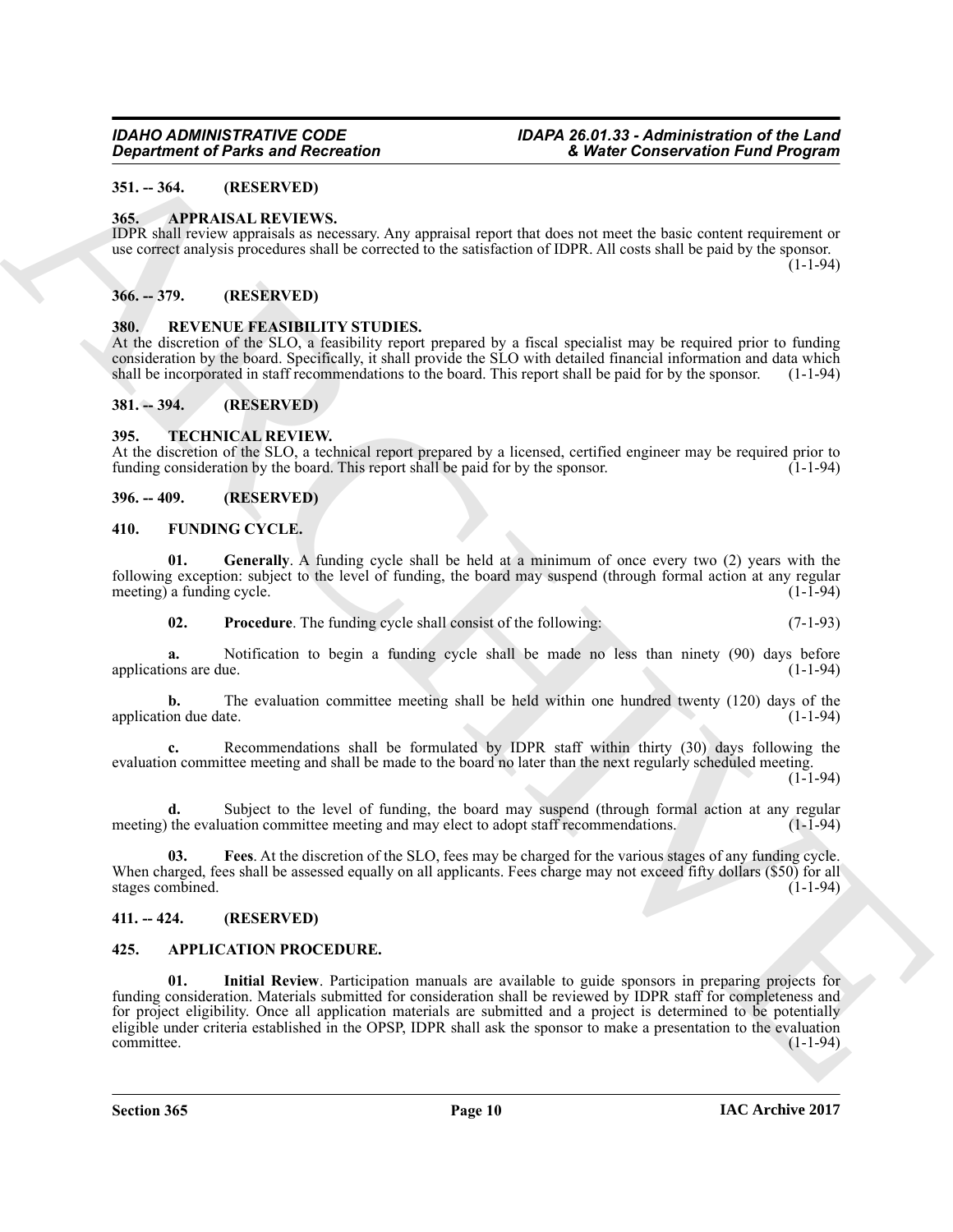### 351. -- 364. (RESERVED)

### 365. APPRAISAL REVIEWS.

IDPR shall review appraisals as necessary. Any appraisal report that does not meet the basic content requirement or use correct analysis procedures shall be corrected to the satisfaction of IDPR. All costs shall be paid by the sponsor. (1-1-94)

### 366. -- 379. (RESERVED)

### 380. REVENUE FEASIBILITY STUDIES.

At the discretion of the SLO, a feasibility report prepared by a fiscal specialist may be required prior to funding consideration by the board. Specifically, it shall provide the SLO with detailed financial information and data which shall be incorporated in staff recommendations to the board. This report shall be paid for by the sponsor. (1-1-94)

### 381. -- 394. (RESERVED)

### 395. TECHNICAL REVIEW.

At the discretion of the SLO, a technical report prepared by a licensed, certified engineer may be required prior to funding consideration by the board. This report shall be paid for by the sponsor. (1-1-94)

### 396. -- 409. (RESERVED)

### 410. FUNDING CYCLE.

**01. Generally**. A funding cycle shall be held at a minimum of once every two (2) years with the following exception: subject to the level of funding, the board may suspend (through formal action at any regular meeting) a funding cycle. (1-1-94)

**02. Procedure**. The funding cycle shall consist of the following: (7-1-93)

**a.** Notification to begin a funding cycle shall be made no less than ninety (90) days before applications are due. (1-1-94)

**b.** The evaluation committee meeting shall be held within one hundred twenty (120) days of the application due date. (1-1-94)

**c.** Recommendations shall be formulated by IDPR staff within thirty (30) days following the evaluation committee meeting and shall be made to the board no later than the next regularly scheduled meeting. (1-1-94)

**d.** Subject to the level of funding, the board may suspend (through formal action at any regular meeting) the evaluation committee meeting and may elect to adopt staff recommendations. (1-1-94)

**03. Fees**. At the discretion of the SLO, fees may be charged for the various stages of any funding cycle. When charged, fees shall be assessed equally on all applicants. Fees charge may not exceed fifty dollars ($50) for all stages combined. (1-1-94)

### 411. -- 424. (RESERVED)

### 425. APPLICATION PROCEDURE.

**01. Initial Review**. Participation manuals are available to guide sponsors in preparing projects for funding consideration. Materials submitted for consideration shall be reviewed by IDPR staff for completeness and for project eligibility. Once all application materials are submitted and a project is determined to be potentially eligible under criteria established in the OPSP, IDPR shall ask the sponsor to make a presentation to the evaluation committee. (1-1-94)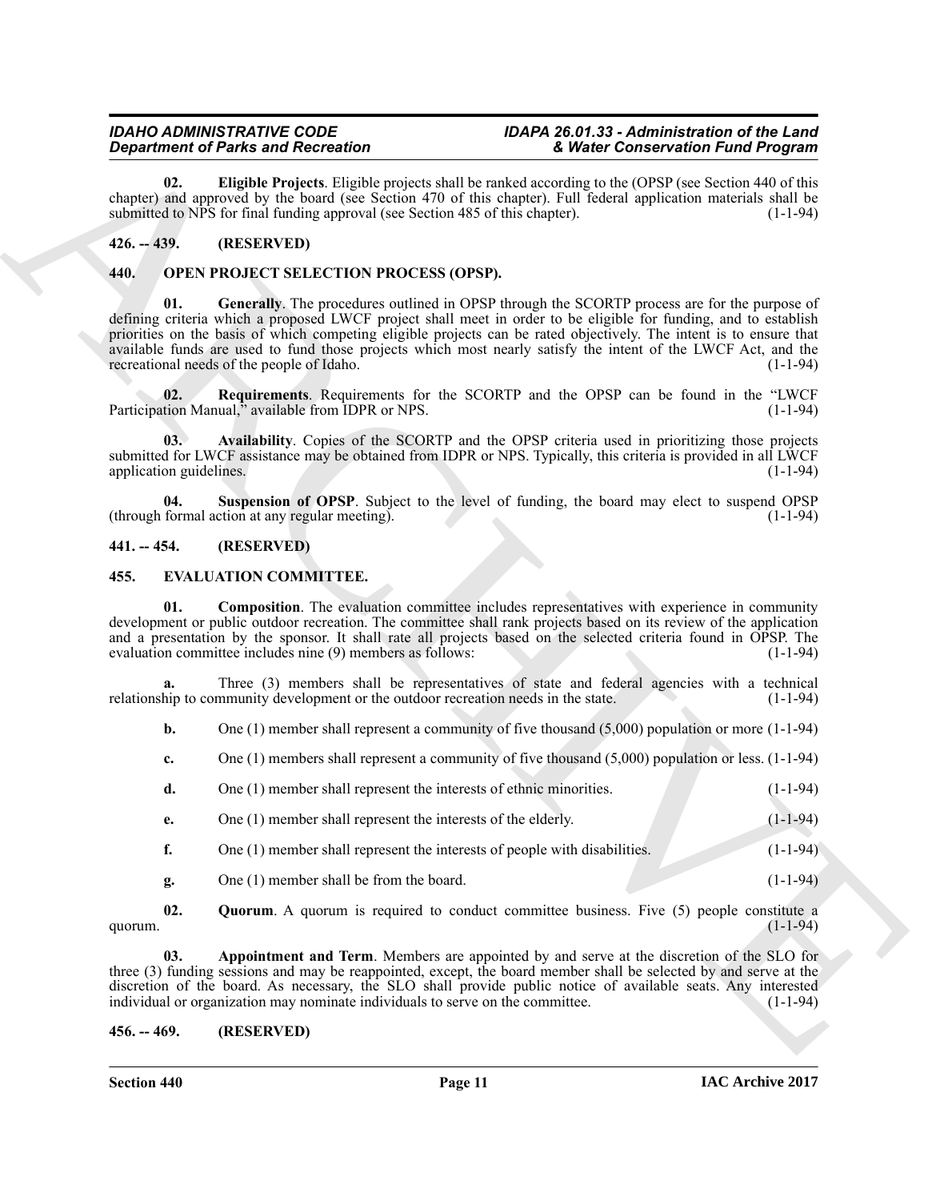**02. Eligible Projects**. Eligible projects shall be ranked according to the (OPSP (see Section 440 of this chapter) and approved by the board (see Section 470 of this chapter). Full federal application materials shall be submitted to NPS for final funding approval (see Section 485 of this chapter). (1-1-94)

## 426. -- 439. (RESERVED)

## 440. OPEN PROJECT SELECTION PROCESS (OPSP).

**01. Generally**. The procedures outlined in OPSP through the SCORTP process are for the purpose of defining criteria which a proposed LWCF project shall meet in order to be eligible for funding, and to establish priorities on the basis of which competing eligible projects can be rated objectively. The intent is to ensure that available funds are used to fund those projects which most nearly satisfy the intent of the LWCF Act, and the recreational needs of the people of Idaho. (1-1-94)

**02. Requirements**. Requirements for the SCORTP and the OPSP can be found in the "LWCF Participation Manual," available from IDPR or NPS. (1-1-94)

**03. Availability**. Copies of the SCORTP and the OPSP criteria used in prioritizing those projects submitted for LWCF assistance may be obtained from IDPR or NPS. Typically, this criteria is provided in all LWCF application guidelines. (1-1-94)

**04. Suspension of OPSP**. Subject to the level of funding, the board may elect to suspend OPSP (through formal action at any regular meeting). (1-1-94)

## 441. -- 454. (RESERVED)

## 455. EVALUATION COMMITTEE.

**01. Composition**. The evaluation committee includes representatives with experience in community development or public outdoor recreation. The committee shall rank projects based on its review of the application and a presentation by the sponsor. It shall rate all projects based on the selected criteria found in OPSP. The evaluation committee includes nine (9) members as follows: (1-1-94)

**a.** Three (3) members shall be representatives of state and federal agencies with a technical relationship to community development or the outdoor recreation needs in the state. (1-1-94)

**b.** One (1) member shall represent a community of five thousand (5,000) population or more (1-1-94)

**c.** One (1) members shall represent a community of five thousand (5,000) population or less. (1-1-94)

**d.** One (1) member shall represent the interests of ethnic minorities. (1-1-94)

**e.** One (1) member shall represent the interests of the elderly. (1-1-94)

**f.** One (1) member shall represent the interests of people with disabilities. (1-1-94)

**g.** One (1) member shall be from the board. (1-1-94)

**02. Quorum**. A quorum is required to conduct committee business. Five (5) people constitute a quorum. (1-1-94)

**03. Appointment and Term**. Members are appointed by and serve at the discretion of the SLO for three (3) funding sessions and may be reappointed, except, the board member shall be selected by and serve at the discretion of the board. As necessary, the SLO shall provide public notice of available seats. Any interested individual or organization may nominate individuals to serve on the committee. (1-1-94)

## 456. -- 469. (RESERVED)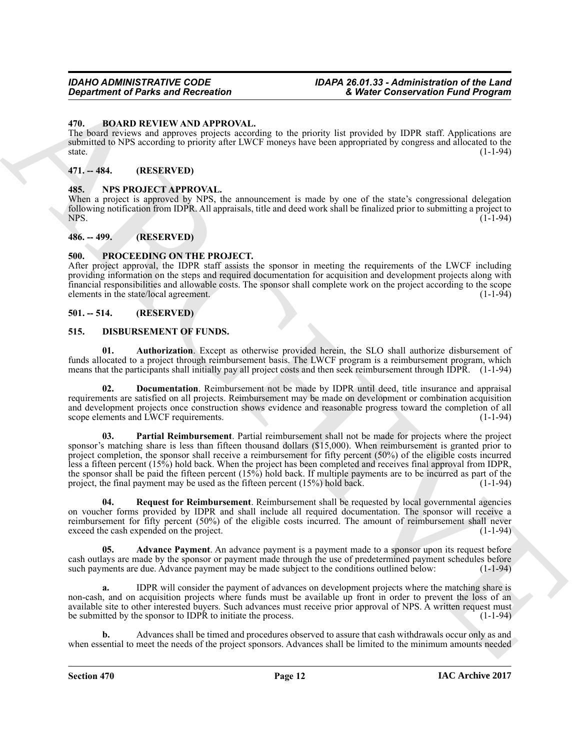### 470. BOARD REVIEW AND APPROVAL.

The board reviews and approves projects according to the priority list provided by IDPR staff. Applications are submitted to NPS according to priority after LWCF moneys have been appropriated by congress and allocated to the state. (1-1-94)

### 471. -- 484. (RESERVED)

### 485. NPS PROJECT APPROVAL.

When a project is approved by NPS, the announcement is made by one of the state's congressional delegation following notification from IDPR. All appraisals, title and deed work shall be finalized prior to submitting a project to NPS. (1-1-94)

### 486. -- 499. (RESERVED)

### 500. PROCEEDING ON THE PROJECT.

After project approval, the IDPR staff assists the sponsor in meeting the requirements of the LWCF including providing information on the steps and required documentation for acquisition and development projects along with financial responsibilities and allowable costs. The sponsor shall complete work on the project according to the scope elements in the state/local agreement. (1-1-94)

### 501. -- 514. (RESERVED)

### 515. DISBURSEMENT OF FUNDS.

**01. Authorization**. Except as otherwise provided herein, the SLO shall authorize disbursement of funds allocated to a project through reimbursement basis. The LWCF program is a reimbursement program, which means that the participants shall initially pay all project costs and then seek reimbursement through IDPR. (1-1-94)

**02. Documentation**. Reimbursement not be made by IDPR until deed, title insurance and appraisal requirements are satisfied on all projects. Reimbursement may be made on development or combination acquisition and development projects once construction shows evidence and reasonable progress toward the completion of all scope elements and LWCF requirements. (1-1-94)

**03. Partial Reimbursement**. Partial reimbursement shall not be made for projects where the project sponsor's matching share is less than fifteen thousand dollars ($15,000). When reimbursement is granted prior to project completion, the sponsor shall receive a reimbursement for fifty percent (50%) of the eligible costs incurred less a fifteen percent (15%) hold back. When the project has been completed and receives final approval from IDPR, the sponsor shall be paid the fifteen percent (15%) hold back. If multiple payments are to be incurred as part of the project, the final payment may be used as the fifteen percent (15%) hold back. (1-1-94)

**04. Request for Reimbursement**. Reimbursement shall be requested by local governmental agencies on voucher forms provided by IDPR and shall include all required documentation. The sponsor will receive a reimbursement for fifty percent (50%) of the eligible costs incurred. The amount of reimbursement shall never exceed the cash expended on the project. (1-1-94)

**05. Advance Payment**. An advance payment is a payment made to a sponsor upon its request before cash outlays are made by the sponsor or payment made through the use of predetermined payment schedules before such payments are due. Advance payment may be made subject to the conditions outlined below: (1-1-94)

**a.** IDPR will consider the payment of advances on development projects where the matching share is non-cash, and on acquisition projects where funds must be available up front in order to prevent the loss of an available site to other interested buyers. Such advances must receive prior approval of NPS. A written request must be submitted by the sponsor to IDPR to initiate the process. (1-1-94)

**b.** Advances shall be timed and procedures observed to assure that cash withdrawals occur only as and when essential to meet the needs of the project sponsors. Advances shall be limited to the minimum amounts needed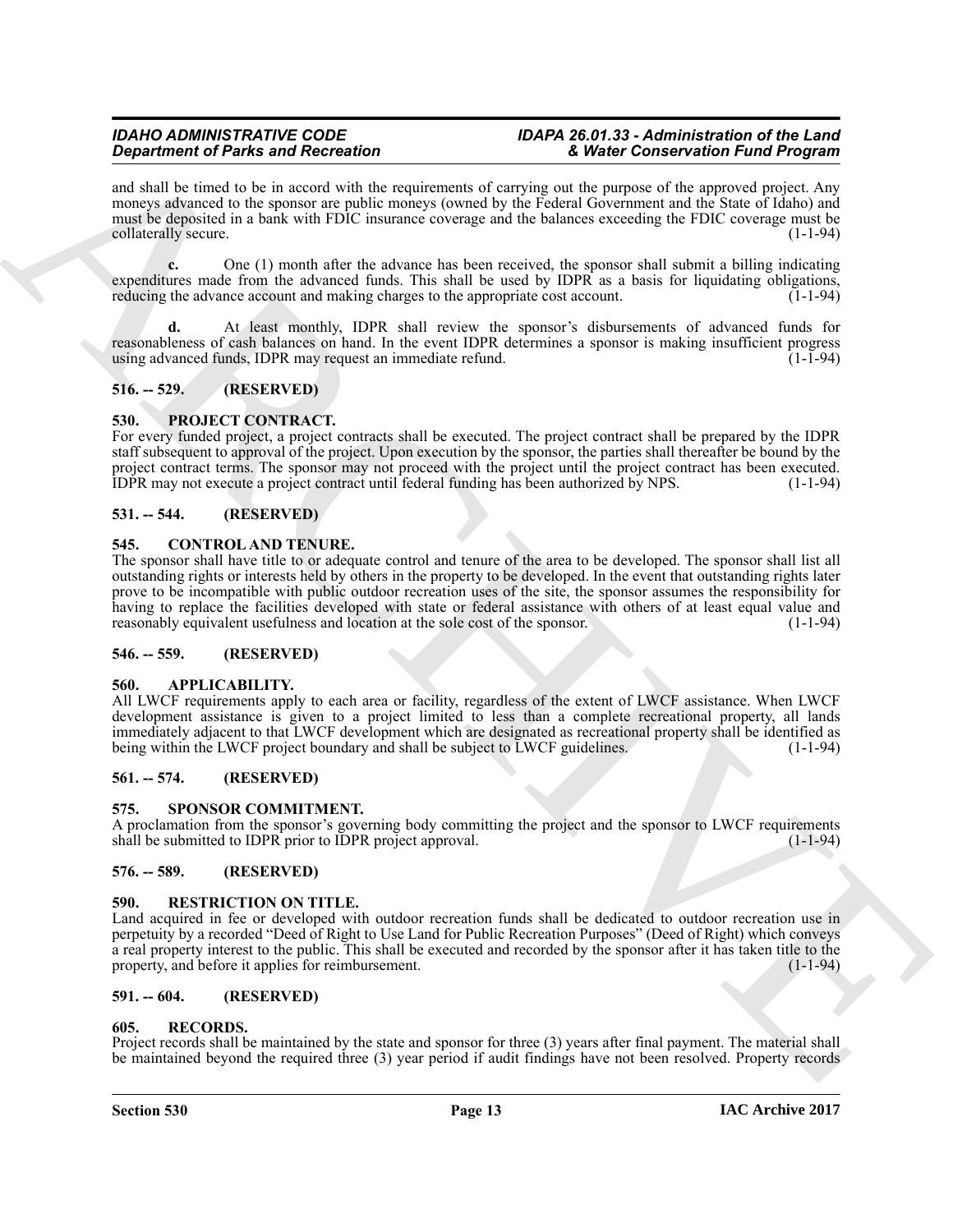and shall be timed to be in accord with the requirements of carrying out the purpose of the approved project. Any moneys advanced to the sponsor are public moneys (owned by the Federal Government and the State of Idaho) and must be deposited in a bank with FDIC insurance coverage and the balances exceeding the FDIC coverage must be collaterally secure. (1-1-94)

**c.** One (1) month after the advance has been received, the sponsor shall submit a billing indicating expenditures made from the advanced funds. This shall be used by IDPR as a basis for liquidating obligations, reducing the advance account and making charges to the appropriate cost account. (1-1-94)

**d.** At least monthly, IDPR shall review the sponsor's disbursements of advanced funds for reasonableness of cash balances on hand. In the event IDPR determines a sponsor is making insufficient progress using advanced funds, IDPR may request an immediate refund. (1-1-94)

## 516. -- 529. (RESERVED)

## 530. PROJECT CONTRACT.

For every funded project, a project contracts shall be executed. The project contract shall be prepared by the IDPR staff subsequent to approval of the project. Upon execution by the sponsor, the parties shall thereafter be bound by the project contract terms. The sponsor may not proceed with the project until the project contract has been executed. IDPR may not execute a project contract until federal funding has been authorized by NPS. (1-1-94)

## 531. -- 544. (RESERVED)

## 545. CONTROL AND TENURE.

The sponsor shall have title to or adequate control and tenure of the area to be developed. The sponsor shall list all outstanding rights or interests held by others in the property to be developed. In the event that outstanding rights later prove to be incompatible with public outdoor recreation uses of the site, the sponsor assumes the responsibility for having to replace the facilities developed with state or federal assistance with others of at least equal value and reasonably equivalent usefulness and location at the sole cost of the sponsor. (1-1-94)

## 546. -- 559. (RESERVED)

## 560. APPLICABILITY.

All LWCF requirements apply to each area or facility, regardless of the extent of LWCF assistance. When LWCF development assistance is given to a project limited to less than a complete recreational property, all lands immediately adjacent to that LWCF development which are designated as recreational property shall be identified as being within the LWCF project boundary and shall be subject to LWCF guidelines. (1-1-94)

## 561. -- 574. (RESERVED)

## 575. SPONSOR COMMITMENT.

A proclamation from the sponsor's governing body committing the project and the sponsor to LWCF requirements shall be submitted to IDPR prior to IDPR project approval. (1-1-94)

## 576. -- 589. (RESERVED)

## 590. RESTRICTION ON TITLE.

Land acquired in fee or developed with outdoor recreation funds shall be dedicated to outdoor recreation use in perpetuity by a recorded "Deed of Right to Use Land for Public Recreation Purposes" (Deed of Right) which conveys a real property interest to the public. This shall be executed and recorded by the sponsor after it has taken title to the property, and before it applies for reimbursement. (1-1-94)

## 591. -- 604. (RESERVED)

## 605. RECORDS.

Project records shall be maintained by the state and sponsor for three (3) years after final payment. The material shall be maintained beyond the required three (3) year period if audit findings have not been resolved. Property records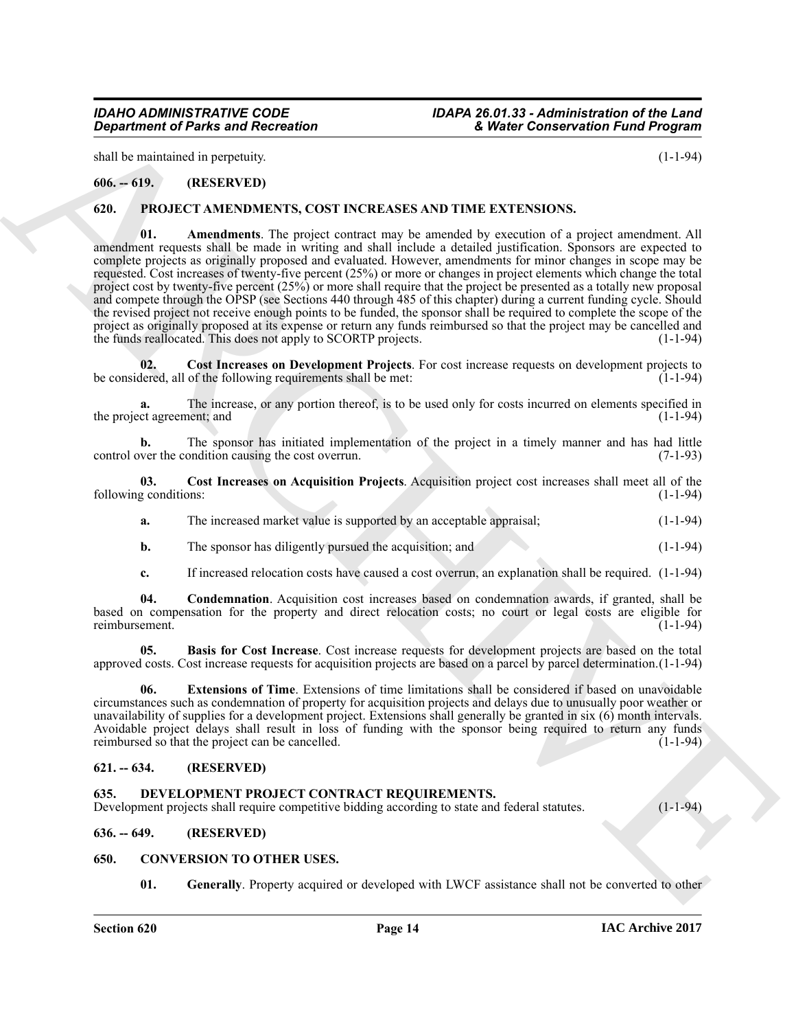shall be maintained in perpetuity. (1-1-94)

## 606. -- 619. (RESERVED)

## 620. PROJECT AMENDMENTS, COST INCREASES AND TIME EXTENSIONS.

**01. Amendments**. The project contract may be amended by execution of a project amendment. All amendment requests shall be made in writing and shall include a detailed justification. Sponsors are expected to complete projects as originally proposed and evaluated. However, amendments for minor changes in scope may be requested. Cost increases of twenty-five percent (25%) or more or changes in project elements which change the total project cost by twenty-five percent (25%) or more shall require that the project be presented as a totally new proposal and compete through the OPSP (see Sections 440 through 485 of this chapter) during a current funding cycle. Should the revised project not receive enough points to be funded, the sponsor shall be required to complete the scope of the project as originally proposed at its expense or return any funds reimbursed so that the project may be cancelled and the funds reallocated. This does not apply to SCORTP projects. (1-1-94)

**02. Cost Increases on Development Projects**. For cost increase requests on development projects to be considered, all of the following requirements shall be met: (1-1-94)

**a.** The increase, or any portion thereof, is to be used only for costs incurred on elements specified in the project agreement; and (1-1-94)

**b.** The sponsor has initiated implementation of the project in a timely manner and has had little control over the condition causing the cost overrun. (7-1-93)

**03. Cost Increases on Acquisition Projects**. Acquisition project cost increases shall meet all of the following conditions: (1-1-94)

**a.** The increased market value is supported by an acceptable appraisal; (1-1-94)

**b.** The sponsor has diligently pursued the acquisition; and (1-1-94)

**c.** If increased relocation costs have caused a cost overrun, an explanation shall be required. (1-1-94)

**04. Condemnation**. Acquisition cost increases based on condemnation awards, if granted, shall be based on compensation for the property and direct relocation costs; no court or legal costs are eligible for reimbursement. (1-1-94)

**05. Basis for Cost Increase**. Cost increase requests for development projects are based on the total approved costs. Cost increase requests for acquisition projects are based on a parcel by parcel determination. (1-1-94)

**06. Extensions of Time**. Extensions of time limitations shall be considered if based on unavoidable circumstances such as condemnation of property for acquisition projects and delays due to unusually poor weather or unavailability of supplies for a development project. Extensions shall generally be granted in six (6) month intervals. Avoidable project delays shall result in loss of funding with the sponsor being required to return any funds reimbursed so that the project can be cancelled. (1-1-94)

## 621. -- 634. (RESERVED)

## 635. DEVELOPMENT PROJECT CONTRACT REQUIREMENTS.

Development projects shall require competitive bidding according to state and federal statutes. (1-1-94)

## 636. -- 649. (RESERVED)

## 650. CONVERSION TO OTHER USES.

**01. Generally**. Property acquired or developed with LWCF assistance shall not be converted to other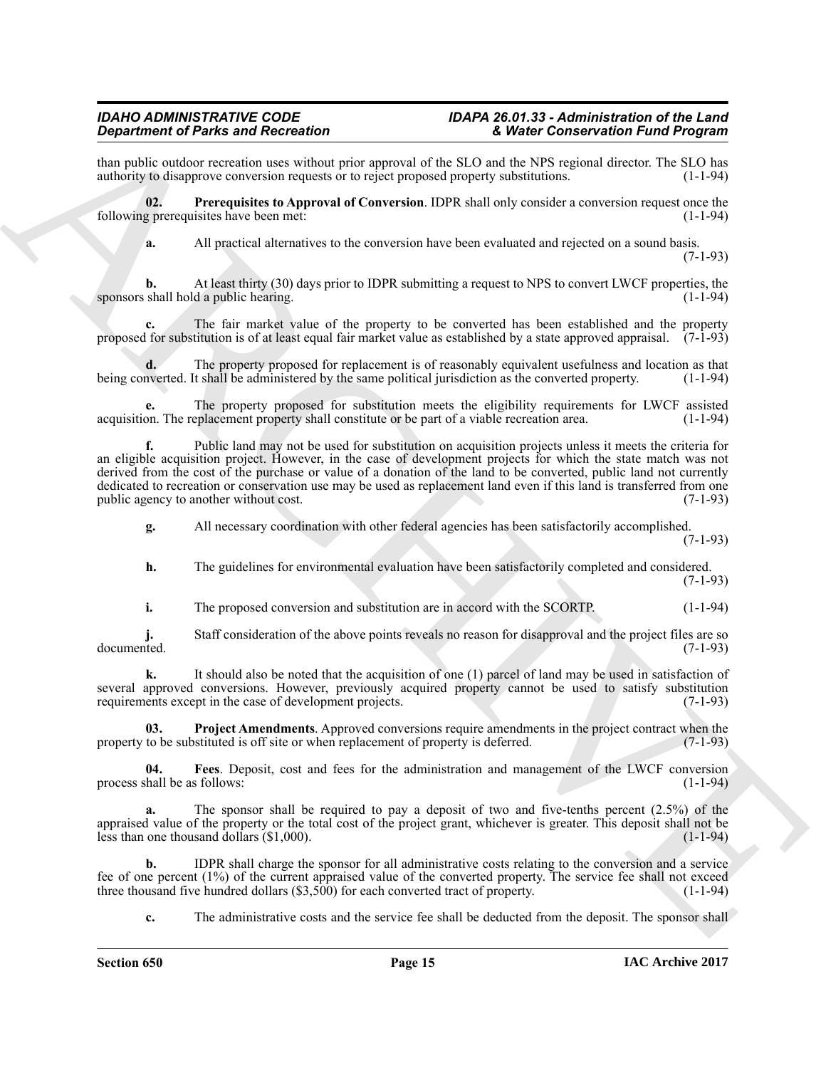than public outdoor recreation uses without prior approval of the SLO and the NPS regional director. The SLO has authority to disapprove conversion requests or to reject proposed property substitutions. (1-1-94)

**02. Prerequisites to Approval of Conversion**. IDPR shall only consider a conversion request once the following prerequisites have been met: (1-1-94)

**a.** All practical alternatives to the conversion have been evaluated and rejected on a sound basis. (7-1-93)

**b.** At least thirty (30) days prior to IDPR submitting a request to NPS to convert LWCF properties, the sponsors shall hold a public hearing. (1-1-94)

**c.** The fair market value of the property to be converted has been established and the property proposed for substitution is of at least equal fair market value as established by a state approved appraisal. (7-1-93)

**d.** The property proposed for replacement is of reasonably equivalent usefulness and location as that being converted. It shall be administered by the same political jurisdiction as the converted property. (1-1-94)

**e.** The property proposed for substitution meets the eligibility requirements for LWCF assisted acquisition. The replacement property shall constitute or be part of a viable recreation area. (1-1-94)

**f.** Public land may not be used for substitution on acquisition projects unless it meets the criteria for an eligible acquisition project. However, in the case of development projects for which the state match was not derived from the cost of the purchase or value of a donation of the land to be converted, public land not currently dedicated to recreation or conservation use may be used as replacement land even if this land is transferred from one public agency to another without cost. (7-1-93)

**g.** All necessary coordination with other federal agencies has been satisfactorily accomplished. (7-1-93)

**h.** The guidelines for environmental evaluation have been satisfactorily completed and considered. (7-1-93)

**i.** The proposed conversion and substitution are in accord with the SCORTP. (1-1-94)

**j.** Staff consideration of the above points reveals no reason for disapproval and the project files are so documented. (7-1-93)

**k.** It should also be noted that the acquisition of one (1) parcel of land may be used in satisfaction of several approved conversions. However, previously acquired property cannot be used to satisfy substitution requirements except in the case of development projects. (7-1-93)

**03. Project Amendments**. Approved conversions require amendments in the project contract when the property to be substituted is off site or when replacement of property is deferred. (7-1-93)

**04. Fees**. Deposit, cost and fees for the administration and management of the LWCF conversion process shall be as follows: (1-1-94)

**a.** The sponsor shall be required to pay a deposit of two and five-tenths percent (2.5%) of the appraised value of the property or the total cost of the project grant, whichever is greater. This deposit shall not be less than one thousand dollars ($1,000). (1-1-94)

**b.** IDPR shall charge the sponsor for all administrative costs relating to the conversion and a service fee of one percent (1%) of the current appraised value of the converted property. The service fee shall not exceed three thousand five hundred dollars ($3,500) for each converted tract of property. (1-1-94)

**c.** The administrative costs and the service fee shall be deducted from the deposit. The sponsor shall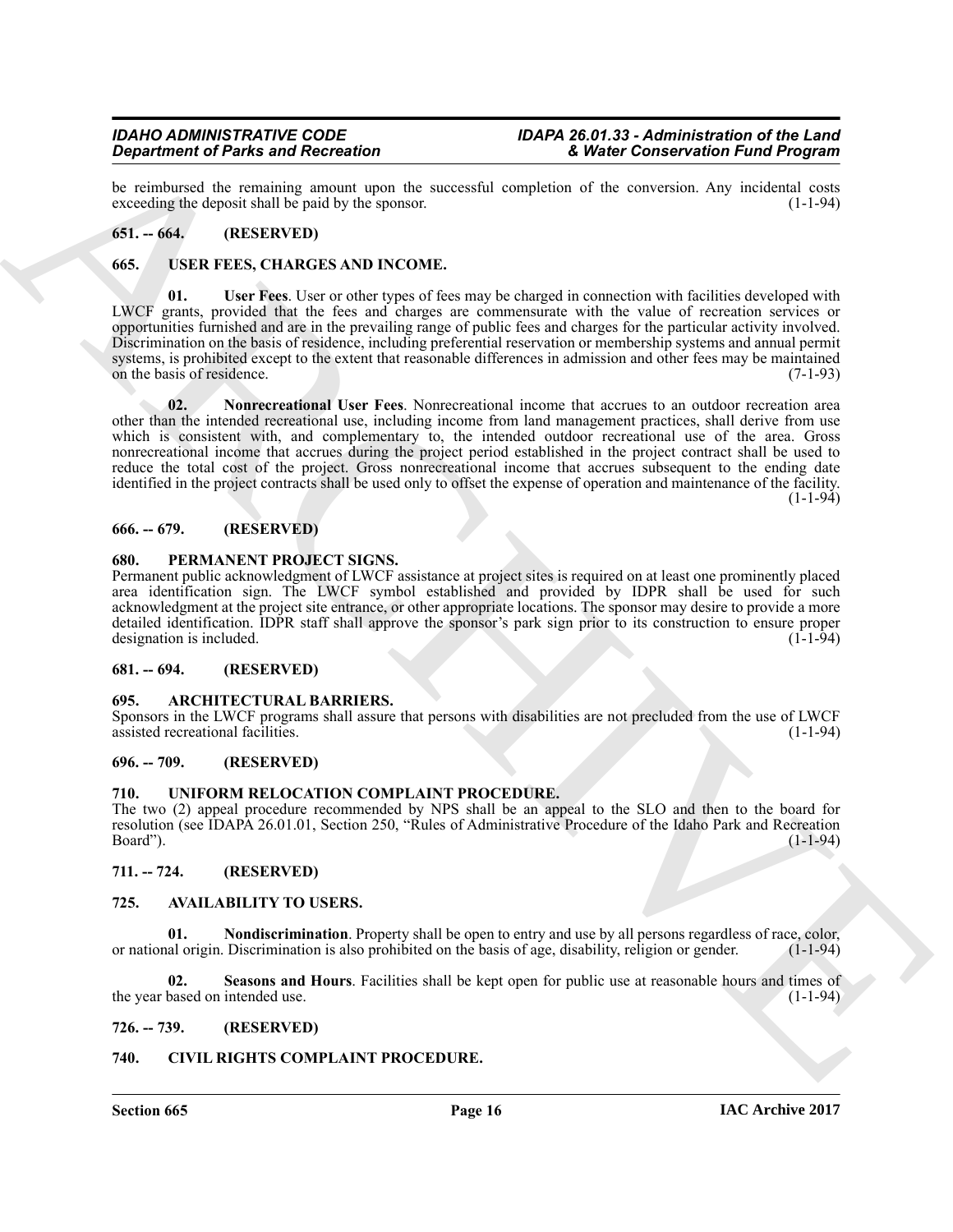be reimbursed the remaining amount upon the successful completion of the conversion. Any incidental costs exceeding the deposit shall be paid by the sponsor. (1-1-94)

## 651. -- 664. (RESERVED)

## 665. USER FEES, CHARGES AND INCOME.

**01. User Fees**. User or other types of fees may be charged in connection with facilities developed with LWCF grants, provided that the fees and charges are commensurate with the value of recreation services or opportunities furnished and are in the prevailing range of public fees and charges for the particular activity involved. Discrimination on the basis of residence, including preferential reservation or membership systems and annual permit systems, is prohibited except to the extent that reasonable differences in admission and other fees may be maintained on the basis of residence. (7-1-93)

**02. Nonrecreational User Fees**. Nonrecreational income that accrues to an outdoor recreation area other than the intended recreational use, including income from land management practices, shall derive from use which is consistent with, and complementary to, the intended outdoor recreational use of the area. Gross nonrecreational income that accrues during the project period established in the project contract shall be used to reduce the total cost of the project. Gross nonrecreational income that accrues subsequent to the ending date identified in the project contracts shall be used only to offset the expense of operation and maintenance of the facility. (1-1-94)

## 666. -- 679. (RESERVED)

## 680. PERMANENT PROJECT SIGNS.

Permanent public acknowledgment of LWCF assistance at project sites is required on at least one prominently placed area identification sign. The LWCF symbol established and provided by IDPR shall be used for such acknowledgment at the project site entrance, or other appropriate locations. The sponsor may desire to provide a more detailed identification. IDPR staff shall approve the sponsor's park sign prior to its construction to ensure proper designation is included. (1-1-94)

## 681. -- 694. (RESERVED)

## 695. ARCHITECTURAL BARRIERS.

Sponsors in the LWCF programs shall assure that persons with disabilities are not precluded from the use of LWCF assisted recreational facilities. (1-1-94)

## 696. -- 709. (RESERVED)

## 710. UNIFORM RELOCATION COMPLAINT PROCEDURE.

The two (2) appeal procedure recommended by NPS shall be an appeal to the SLO and then to the board for resolution (see IDAPA 26.01.01, Section 250, "Rules of Administrative Procedure of the Idaho Park and Recreation Board"). (1-1-94)

## 711. -- 724. (RESERVED)

## 725. AVAILABILITY TO USERS.

**01. Nondiscrimination**. Property shall be open to entry and use by all persons regardless of race, color, or national origin. Discrimination is also prohibited on the basis of age, disability, religion or gender. (1-1-94)

**02. Seasons and Hours**. Facilities shall be kept open for public use at reasonable hours and times of the year based on intended use. (1-1-94)

## 726. -- 739. (RESERVED)

## 740. CIVIL RIGHTS COMPLAINT PROCEDURE.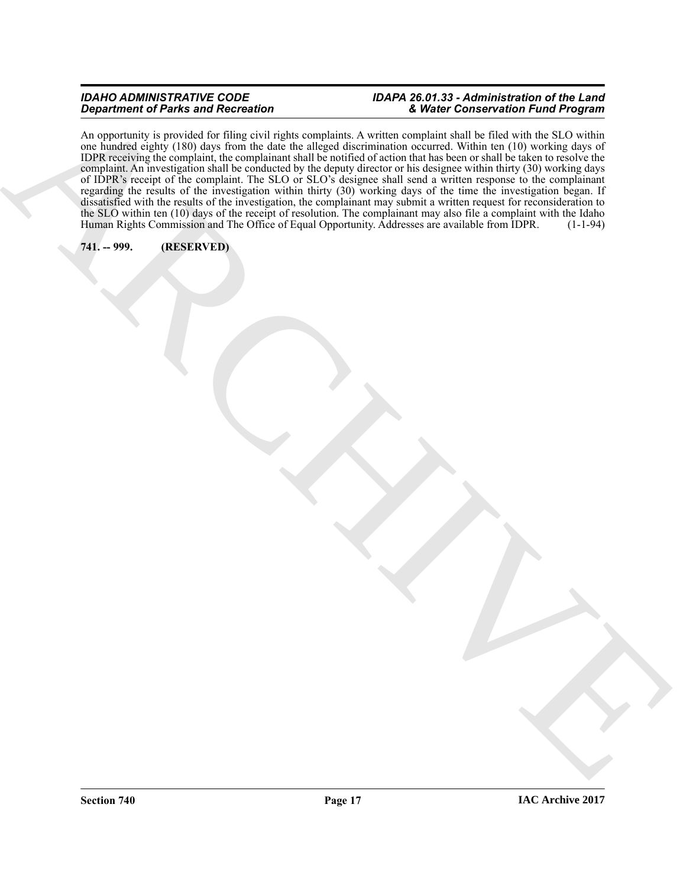An opportunity is provided for filing civil rights complaints. A written complaint shall be filed with the SLO within one hundred eighty (180) days from the date the alleged discrimination occurred. Within ten (10) working days of IDPR receiving the complaint, the complainant shall be notified of action that has been or shall be taken to resolve the complaint. An investigation shall be conducted by the deputy director or his designee within thirty (30) working days of IDPR's receipt of the complaint. The SLO or SLO's designee shall send a written response to the complainant regarding the results of the investigation within thirty (30) working days of the time the investigation began. If dissatisfied with the results of the investigation, the complainant may submit a written request for reconsideration to the SLO within ten (10) days of the receipt of resolution. The complainant may also file a complaint with the Idaho Human Rights Commission and The Office of Equal Opportunity. Addresses are available from IDPR. (1-1-94)

**741. -- 999. (RESERVED)**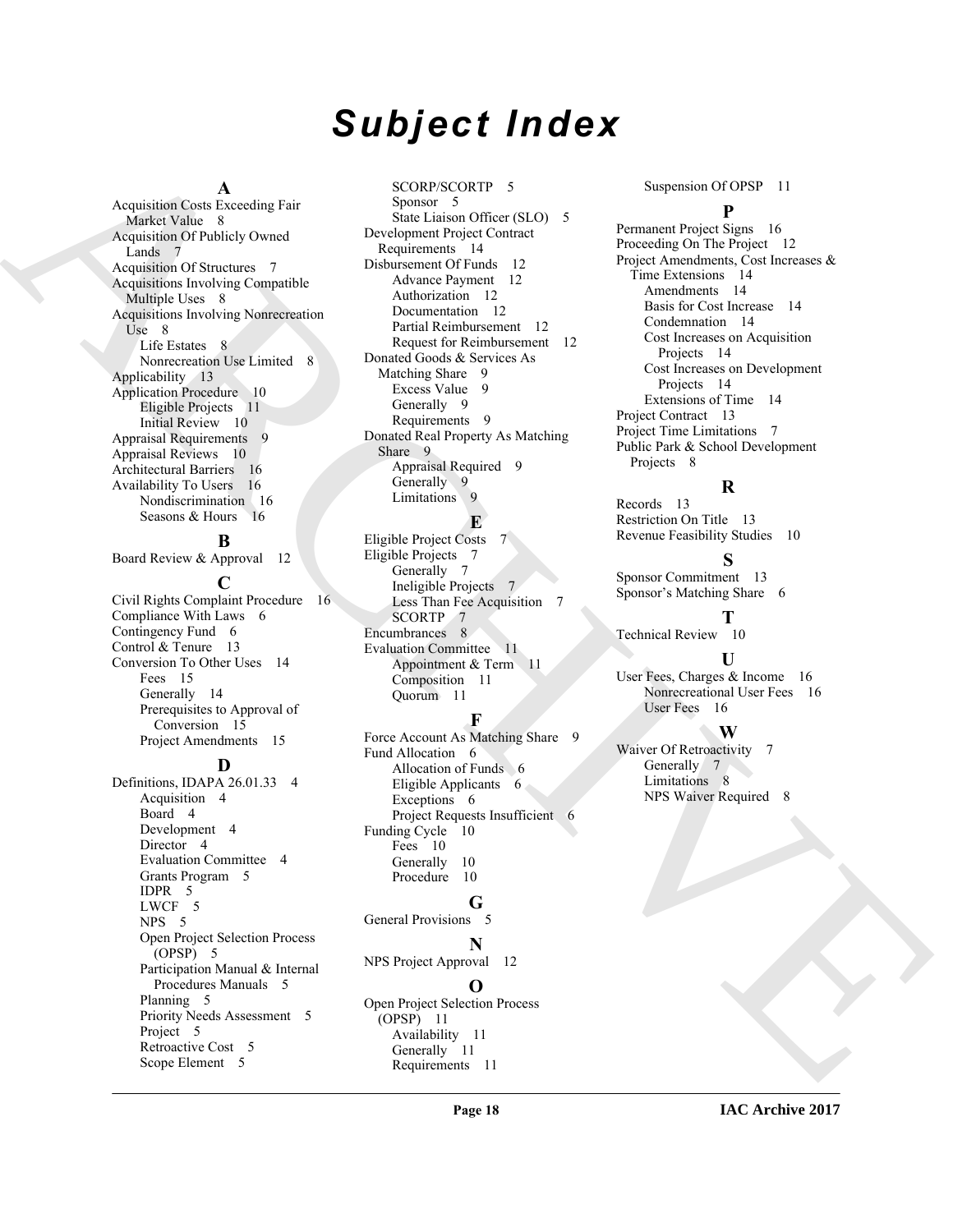# Subject Index

## A

Acquisition Costs Exceeding Fair Market Value 8
Acquisition Of Publicly Owned Lands 7
Acquisition Of Structures 7
Acquisitions Involving Compatible Multiple Uses 8
Acquisitions Involving Nonrecreation Use 8
- Life Estates 8
- Nonrecreation Use Limited 8

Applicability 13
Application Procedure 10
- Eligible Projects 11
- Initial Review 10

Appraisal Requirements 9
Appraisal Reviews 10
Architectural Barriers 16
Availability To Users 16
- Nondiscrimination 16
- Seasons & Hours 16

## B

Board Review & Approval 12

## C

Civil Rights Complaint Procedure 16
Compliance With Laws 6
Contingency Fund 6
Control & Tenure 13
Conversion To Other Uses 14
- Fees 15
- Generally 14
- Prerequisites to Approval of Conversion 15
- Project Amendments 15

## D

Definitions, IDAPA 26.01.33 4
- Acquisition 4
- Board 4
- Development 4
- Director 4
- Evaluation Committee 4
- Grants Program 5
- IDPR 5
- LWCF 5
- NPS 5
- Open Project Selection Process (OPSP) 5
- Participation Manual & Internal Procedures Manuals 5
- Planning 5
- Priority Needs Assessment 5
- Project 5
- Retroactive Cost 5
- Scope Element 5
- SCORP/SCORTP 5
- Sponsor 5
- State Liaison Officer (SLO) 5

Development Project Contract Requirements 14
Disbursement Of Funds 12
- Advance Payment 12
- Authorization 12
- Documentation 12
- Partial Reimbursement 12
- Request for Reimbursement 12

Donated Goods & Services As Matching Share 9
- Excess Value 9
- Generally 9
- Requirements 9

Donated Real Property As Matching Share 9
- Appraisal Required 9
- Generally 9
- Limitations 9

## E

Eligible Project Costs 7
Eligible Projects 7
- Generally 7
- Ineligible Projects 7
- Less Than Fee Acquisition 7
- SCORTP 7

Encumbrances 8
Evaluation Committee 11
- Appointment & Term 11
- Composition 11
- Quorum 11

## F

Force Account As Matching Share 9
Fund Allocation 6
- Allocation of Funds 6
- Eligible Applicants 6
- Exceptions 6
- Project Requests Insufficient 6

Funding Cycle 10
- Fees 10
- Generally 10
- Procedure 10

## G

General Provisions 5

## N

NPS Project Approval 12

## O

Open Project Selection Process (OPSP) 11
- Availability 11
- Generally 11
- Requirements 11
- Suspension Of OPSP 11

## P

Permanent Project Signs 16
Proceeding On The Project 12
Project Amendments, Cost Increases & Time Extensions 14
- Amendments 14
- Basis for Cost Increase 14
- Condemnation 14
- Cost Increases on Acquisition Projects 14
- Cost Increases on Development Projects 14
- Extensions of Time 14

Project Contract 13
Project Time Limitations 7
Public Park & School Development Projects 8

## R

Records 13
Restriction On Title 13
Revenue Feasibility Studies 10

## S

Sponsor Commitment 13
Sponsor's Matching Share 6

## T

Technical Review 10

## U

User Fees, Charges & Income 16
- Nonrecreational User Fees 16
- User Fees 16

## W

Waiver Of Retroactivity 7
- Generally 7
- Limitations 8
- NPS Waiver Required 8